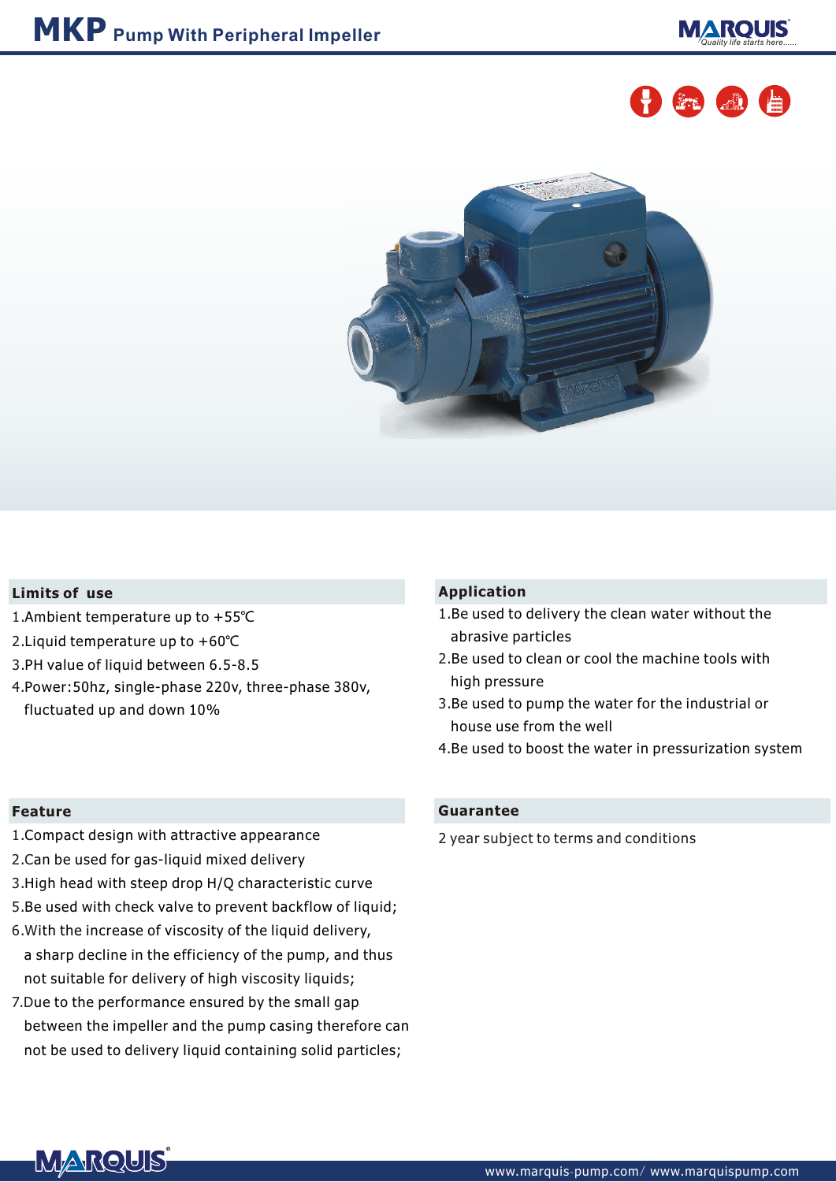# MKP Pump With Peripheral Impeller

## Limits of use

1.Ambient temperature up to +55℃
2.Liquid temperature up to +60℃
3.PH value of liquid between 6.5-8.5
4.Power:50hz, single-phase 220v, three-phase 380v, fluctuated up and down 10%

## Application

1.Be used to delivery the clean water without the abrasive particles
2.Be used to clean or cool the machine tools with high pressure
3.Be used to pump the water for the industrial or house use from the well
4.Be used to boost the water in pressurization system

## Feature

1.Compact design with attractive appearance
2.Can be used for gas-liquid mixed delivery
3.High head with steep drop H/Q characteristic curve
5.Be used with check valve to prevent backflow of liquid;
6.With the increase of viscosity of the liquid delivery, a sharp decline in the efficiency of the pump, and thus not suitable for delivery of high viscosity liquids;
7.Due to the performance ensured by the small gap between the impeller and the pump casing therefore can not be used to delivery liquid containing solid particles;

## Guarantee

2 year subject to terms and conditions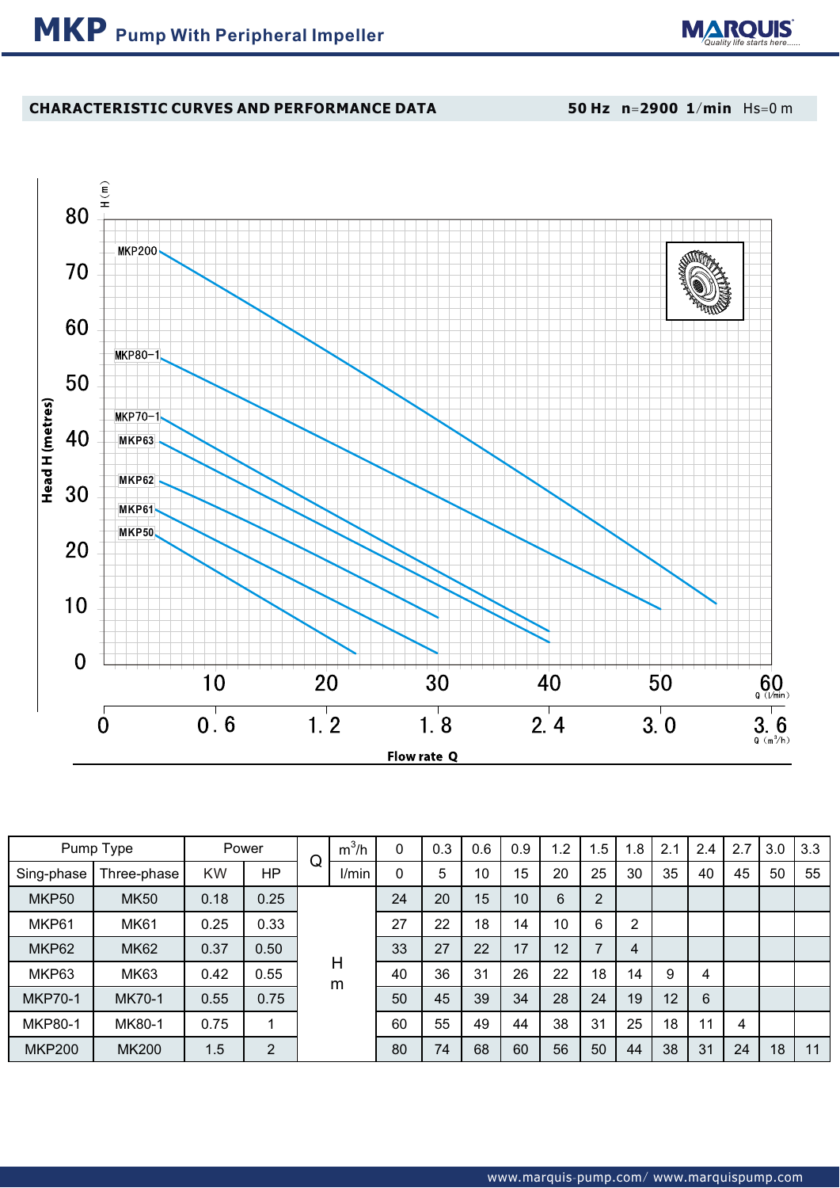# MKP Pump With Peripheral Impeller

## CHARACTERISTIC CURVES AND PERFORMANCE DATA

**50 Hz n=2900 1/min** Hs=0 m

| Pump Type | | Power | | Q | m³/h | 0 | 0.3 | 0.6 | 0.9 | 1.2 | 1.5 | 1.8 | 2.1 | 2.4 | 2.7 | 3.0 | 3.3 |
|---|---|---|---|---|---|---|---|---|---|---|---|---|---|---|---|---|---|
| Sing-phase | Three-phase | KW | HP | | l/min | 0 | 5 | 10 | 15 | 20 | 25 | 30 | 35 | 40 | 45 | 50 | 55 |
| MKP50 | MK50 | 0.18 | 0.25 | H m | | 24 | 20 | 15 | 10 | 6 | 2 | | | | | | |
| MKP61 | MK61 | 0.25 | 0.33 | | | 27 | 22 | 18 | 14 | 10 | 6 | 2 | | | | | |
| MKP62 | MK62 | 0.37 | 0.50 | | | 33 | 27 | 22 | 17 | 12 | 7 | 4 | | | | | |
| MKP63 | MK63 | 0.42 | 0.55 | | | 40 | 36 | 31 | 26 | 22 | 18 | 14 | 9 | 4 | | | |
| MKP70-1 | MK70-1 | 0.55 | 0.75 | | | 50 | 45 | 39 | 34 | 28 | 24 | 19 | 12 | 6 | | | |
| MKP80-1 | MK80-1 | 0.75 | 1 | | | 60 | 55 | 49 | 44 | 38 | 31 | 25 | 18 | 11 | 4 | | |
| MKP200 | MK200 | 1.5 | 2 | | | 80 | 74 | 68 | 60 | 56 | 50 | 44 | 38 | 31 | 24 | 18 | 11 |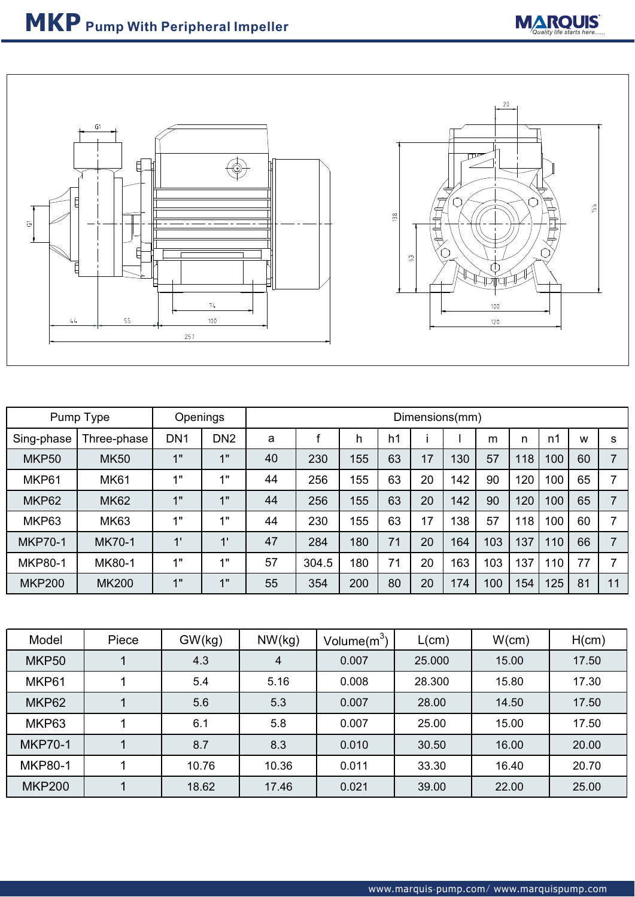# MKP Pump With Peripheral Impeller

| Pump Type | | Openings | | Dimensions(mm) | | | | | | | | | | |
|---|---|---|---|---|---|---|---|---|---|---|---|---|---|---|
| Sing-phase | Three-phase | DN1 | DN2 | a | f | h | h1 | i | l | m | n | n1 | w | s |
| MKP50 | MK50 | 1" | 1" | 40 | 230 | 155 | 63 | 17 | 130 | 57 | 118 | 100 | 60 | 7 |
| MKP61 | MK61 | 1" | 1" | 44 | 256 | 155 | 63 | 20 | 142 | 90 | 120 | 100 | 65 | 7 |
| MKP62 | MK62 | 1" | 1" | 44 | 256 | 155 | 63 | 20 | 142 | 90 | 120 | 100 | 65 | 7 |
| MKP63 | MK63 | 1" | 1" | 44 | 230 | 155 | 63 | 17 | 138 | 57 | 118 | 100 | 60 | 7 |
| MKP70-1 | MK70-1 | 1' | 1' | 47 | 284 | 180 | 71 | 20 | 164 | 103 | 137 | 110 | 66 | 7 |
| MKP80-1 | MK80-1 | 1" | 1" | 57 | 304.5 | 180 | 71 | 20 | 163 | 103 | 137 | 110 | 77 | 7 |
| MKP200 | MK200 | 1" | 1" | 55 | 354 | 200 | 80 | 20 | 174 | 100 | 154 | 125 | 81 | 11 |

| Model | Piece | GW(kg) | NW(kg) | Volume($m^3$) | L(cm) | W(cm) | H(cm) |
|---|---|---|---|---|---|---|---|
| MKP50 | 1 | 4.3 | 4 | 0.007 | 25.000 | 15.00 | 17.50 |
| MKP61 | 1 | 5.4 | 5.16 | 0.008 | 28.300 | 15.80 | 17.30 |
| MKP62 | 1 | 5.6 | 5.3 | 0.007 | 28.00 | 14.50 | 17.50 |
| MKP63 | 1 | 6.1 | 5.8 | 0.007 | 25.00 | 15.00 | 17.50 |
| MKP70-1 | 1 | 8.7 | 8.3 | 0.010 | 30.50 | 16.00 | 20.00 |
| MKP80-1 | 1 | 10.76 | 10.36 | 0.011 | 33.30 | 16.40 | 20.70 |
| MKP200 | 1 | 18.62 | 17.46 | 0.021 | 39.00 | 22.00 | 25.00 |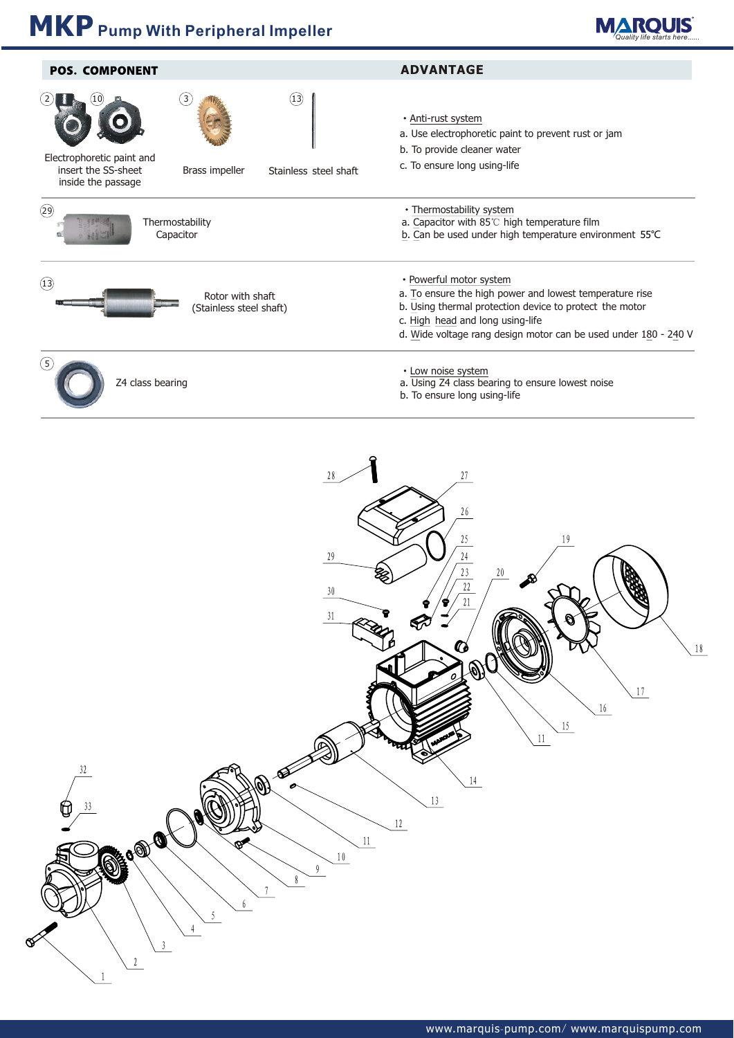# MKP Pump With Peripheral Impeller

| POS. COMPONENT | | | ADVANTAGE |
|---|---|---|---|
| 2 10 Electrophoretic paint and insert the SS-sheet inside the passage | 3 Brass impeller | 13 Stainless steel shaft | • Anti-rust system<br>a. Use electrophoretic paint to prevent rust or jam<br>b. To provide cleaner water<br>c. To ensure long using-life |
| 29 Thermostability Capacitor | | | • Thermostability system<br>a. Capacitor with 85℃ high temperature film<br>b. Can be used under high temperature environment 55℃ |
| 13 Rotor with shaft (Stainless steel shaft) | | | • Powerful motor system<br>a. To ensure the high power and lowest temperature rise<br>b. Using thermal protection device to protect the motor<br>c. High head and long using-life<br>d. Wide voltage rang design motor can be used under 180 - 240 V |
| 5 Z4 class bearing | | | • Low noise system<br>a. Using Z4 class bearing to ensure lowest noise<br>b. To ensure long using-life |

28 27 26 25 24 23 22 21 29 30 31 20 19 18 17 16 15 11 14 13 12 11 10 9 8 7 6 5 4 3 2 1 32 33